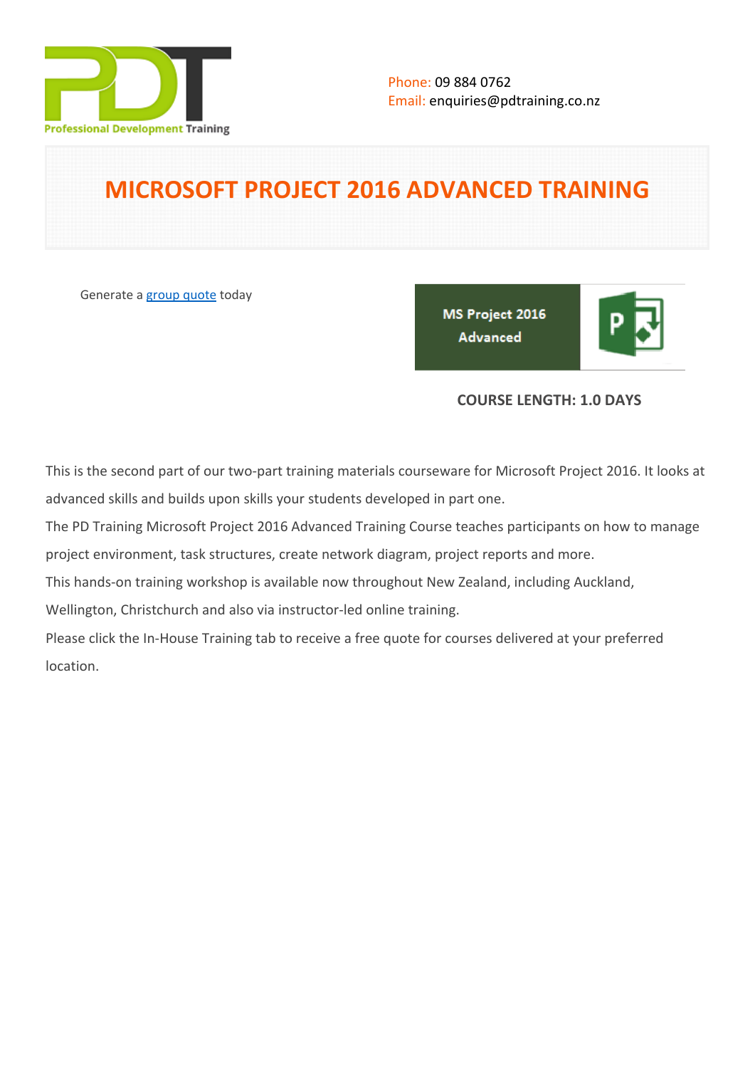Professional Development Training

Phone: 09 884 0762
Email: enquiries@pdtraining.co.nz

# MICROSOFT PROJECT 2016 ADVANCED TRAINING

Generate a group quote today

MS Project 2016 Advanced

**COURSE LENGTH: 1.0 DAYS**

This is the second part of our two-part training materials courseware for Microsoft Project 2016. It looks at advanced skills and builds upon skills your students developed in part one.

The PD Training Microsoft Project 2016 Advanced Training Course teaches participants on how to manage project environment, task structures, create network diagram, project reports and more.

This hands-on training workshop is available now throughout New Zealand, including Auckland, Wellington, Christchurch and also via instructor-led online training.

Please click the In-House Training tab to receive a free quote for courses delivered at your preferred location.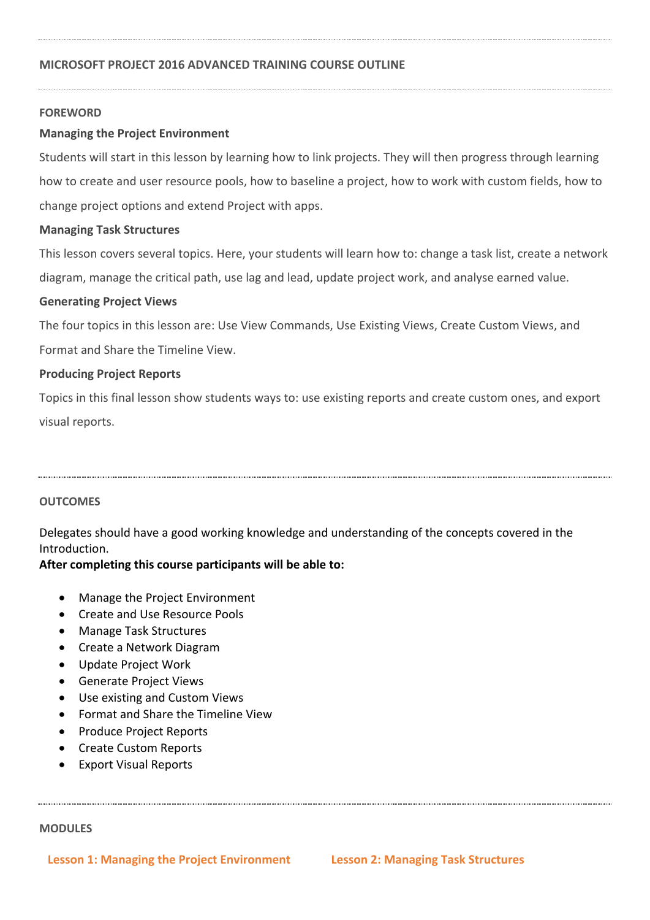## MICROSOFT PROJECT 2016 ADVANCED TRAINING COURSE OUTLINE

### FOREWORD

**Managing the Project Environment**

Students will start in this lesson by learning how to link projects. They will then progress through learning how to create and user resource pools, how to baseline a project, how to work with custom fields, how to change project options and extend Project with apps.

**Managing Task Structures**

This lesson covers several topics. Here, your students will learn how to: change a task list, create a network diagram, manage the critical path, use lag and lead, update project work, and analyse earned value.

**Generating Project Views**

The four topics in this lesson are: Use View Commands, Use Existing Views, Create Custom Views, and Format and Share the Timeline View.

**Producing Project Reports**

Topics in this final lesson show students ways to: use existing reports and create custom ones, and export visual reports.

### OUTCOMES

Delegates should have a good working knowledge and understanding of the concepts covered in the Introduction.

**After completing this course participants will be able to:**

- Manage the Project Environment
- Create and Use Resource Pools
- Manage Task Structures
- Create a Network Diagram
- Update Project Work
- Generate Project Views
- Use existing and Custom Views
- Format and Share the Timeline View
- Produce Project Reports
- Create Custom Reports
- Export Visual Reports

### MODULES

**Lesson 1: Managing the Project Environment**

**Lesson 2: Managing Task Structures**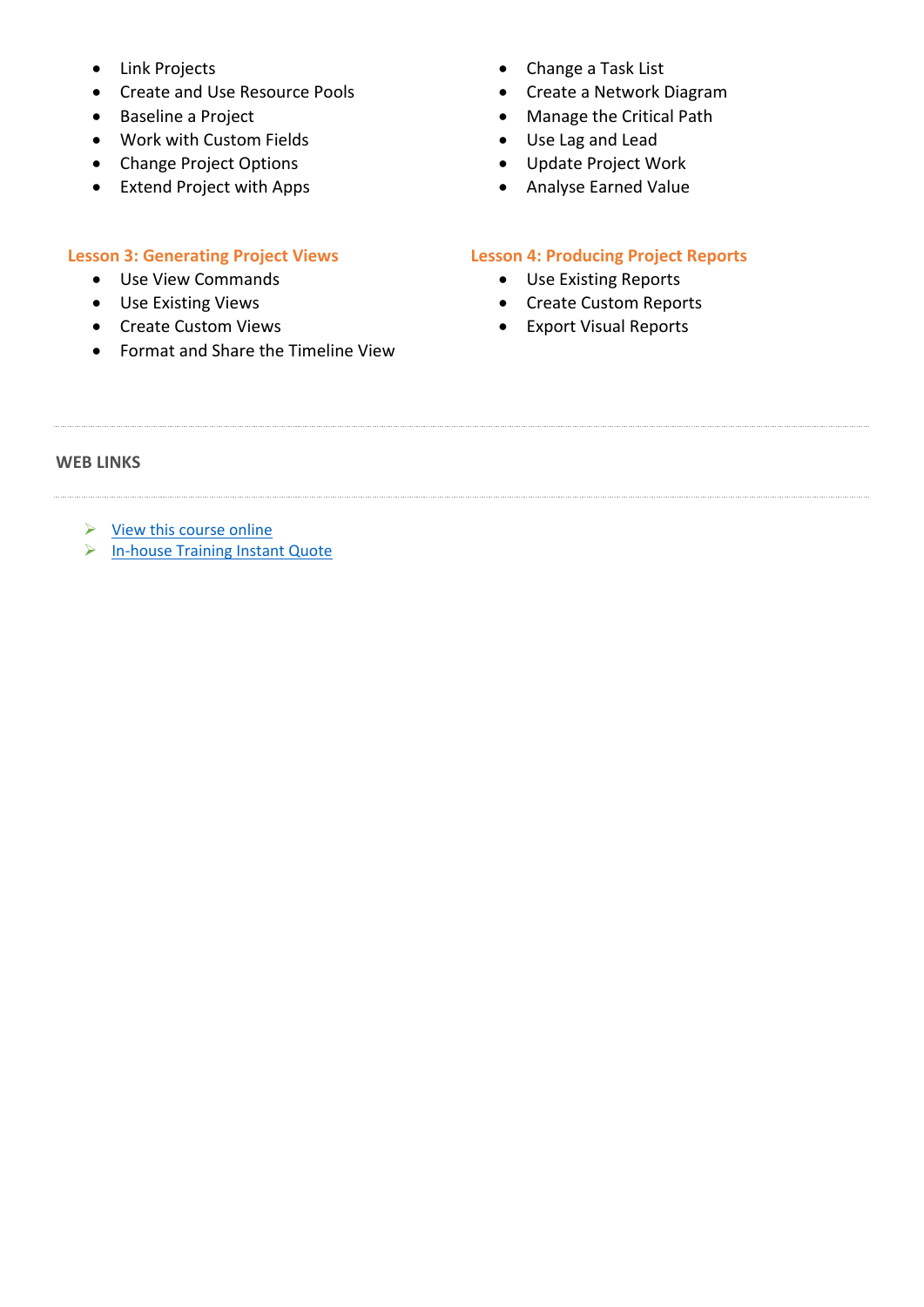- Link Projects
- Create and Use Resource Pools
- Baseline a Project
- Work with Custom Fields
- Change Project Options
- Extend Project with Apps

- Change a Task List
- Create a Network Diagram
- Manage the Critical Path
- Use Lag and Lead
- Update Project Work
- Analyse Earned Value

### Lesson 3: Generating Project Views

- Use View Commands
- Use Existing Views
- Create Custom Views
- Format and Share the Timeline View

### Lesson 4: Producing Project Reports

- Use Existing Reports
- Create Custom Reports
- Export Visual Reports

---

## WEB LINKS

---

- View this course online
- In-house Training Instant Quote